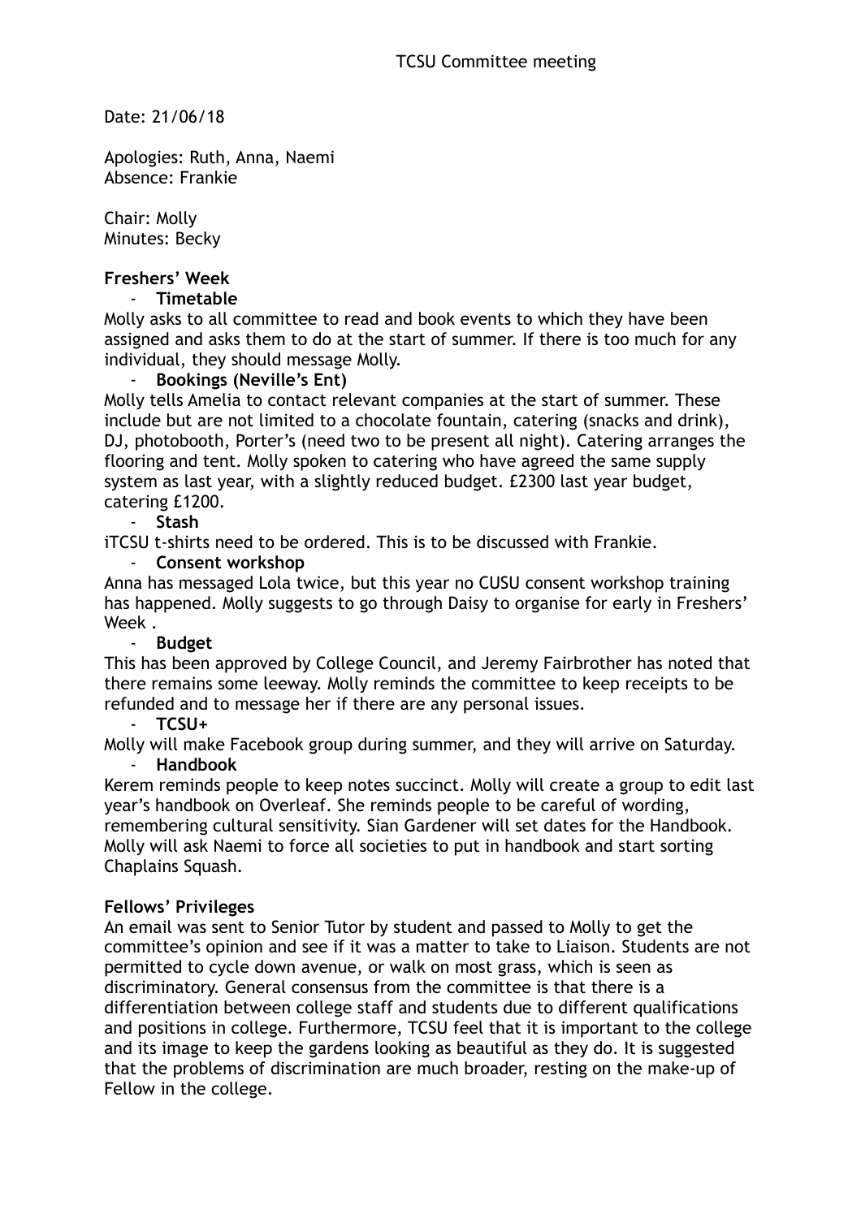# TCSU Committee meeting

Date: 21/06/18

Apologies: Ruth, Anna, Naemi
Absence: Frankie

Chair: Molly
Minutes: Becky

**Freshers' Week**

- **Timetable**

Molly asks to all committee to read and book events to which they have been assigned and asks them to do at the start of summer. If there is too much for any individual, they should message Molly.

- **Bookings (Neville's Ent)**

Molly tells Amelia to contact relevant companies at the start of summer. These include but are not limited to a chocolate fountain, catering (snacks and drink), DJ, photobooth, Porter's (need two to be present all night). Catering arranges the flooring and tent. Molly spoken to catering who have agreed the same supply system as last year, with a slightly reduced budget. £2300 last year budget, catering £1200.

- **Stash**

iTCSU t-shirts need to be ordered. This is to be discussed with Frankie.

- **Consent workshop**

Anna has messaged Lola twice, but this year no CUSU consent workshop training has happened. Molly suggests to go through Daisy to organise for early in Freshers' Week .

- **Budget**

This has been approved by College Council, and Jeremy Fairbrother has noted that there remains some leeway. Molly reminds the committee to keep receipts to be refunded and to message her if there are any personal issues.

- **TCSU+**

Molly will make Facebook group during summer, and they will arrive on Saturday.

- **Handbook**

Kerem reminds people to keep notes succinct. Molly will create a group to edit last year's handbook on Overleaf. She reminds people to be careful of wording, remembering cultural sensitivity. Sian Gardener will set dates for the Handbook. Molly will ask Naemi to force all societies to put in handbook and start sorting Chaplains Squash.

**Fellows' Privileges**

An email was sent to Senior Tutor by student and passed to Molly to get the committee's opinion and see if it was a matter to take to Liaison. Students are not permitted to cycle down avenue, or walk on most grass, which is seen as discriminatory. General consensus from the committee is that there is a differentiation between college staff and students due to different qualifications and positions in college. Furthermore, TCSU feel that it is important to the college and its image to keep the gardens looking as beautiful as they do. It is suggested that the problems of discrimination are much broader, resting on the make-up of Fellow in the college.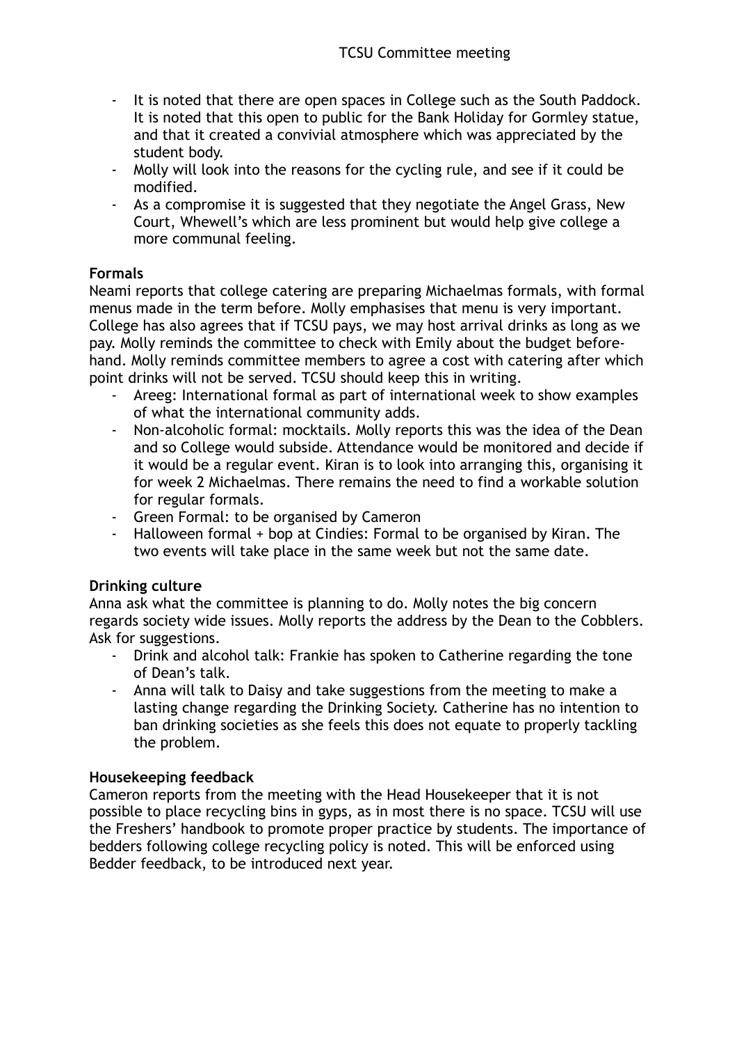- It is noted that there are open spaces in College such as the South Paddock. It is noted that this open to public for the Bank Holiday for Gormley statue, and that it created a convivial atmosphere which was appreciated by the student body.
- Molly will look into the reasons for the cycling rule, and see if it could be modified.
- As a compromise it is suggested that they negotiate the Angel Grass, New Court, Whewell's which are less prominent but would help give college a more communal feeling.

**Formals**

Neami reports that college catering are preparing Michaelmas formals, with formal menus made in the term before. Molly emphasises that menu is very important. College has also agrees that if TCSU pays, we may host arrival drinks as long as we pay. Molly reminds the committee to check with Emily about the budget beforehand. Molly reminds committee members to agree a cost with catering after which point drinks will not be served. TCSU should keep this in writing.

- Areeg: International formal as part of international week to show examples of what the international community adds.
- Non-alcoholic formal: mocktails. Molly reports this was the idea of the Dean and so College would subside. Attendance would be monitored and decide if it would be a regular event. Kiran is to look into arranging this, organising it for week 2 Michaelmas. There remains the need to find a workable solution for regular formals.
- Green Formal: to be organised by Cameron
- Halloween formal + bop at Cindies: Formal to be organised by Kiran. The two events will take place in the same week but not the same date.

**Drinking culture**

Anna ask what the committee is planning to do. Molly notes the big concern regards society wide issues. Molly reports the address by the Dean to the Cobblers. Ask for suggestions.

- Drink and alcohol talk: Frankie has spoken to Catherine regarding the tone of Dean's talk.
- Anna will talk to Daisy and take suggestions from the meeting to make a lasting change regarding the Drinking Society. Catherine has no intention to ban drinking societies as she feels this does not equate to properly tackling the problem.

**Housekeeping feedback**

Cameron reports from the meeting with the Head Housekeeper that it is not possible to place recycling bins in gyps, as in most there is no space. TCSU will use the Freshers' handbook to promote proper practice by students. The importance of bedders following college recycling policy is noted. This will be enforced using Bedder feedback, to be introduced next year.